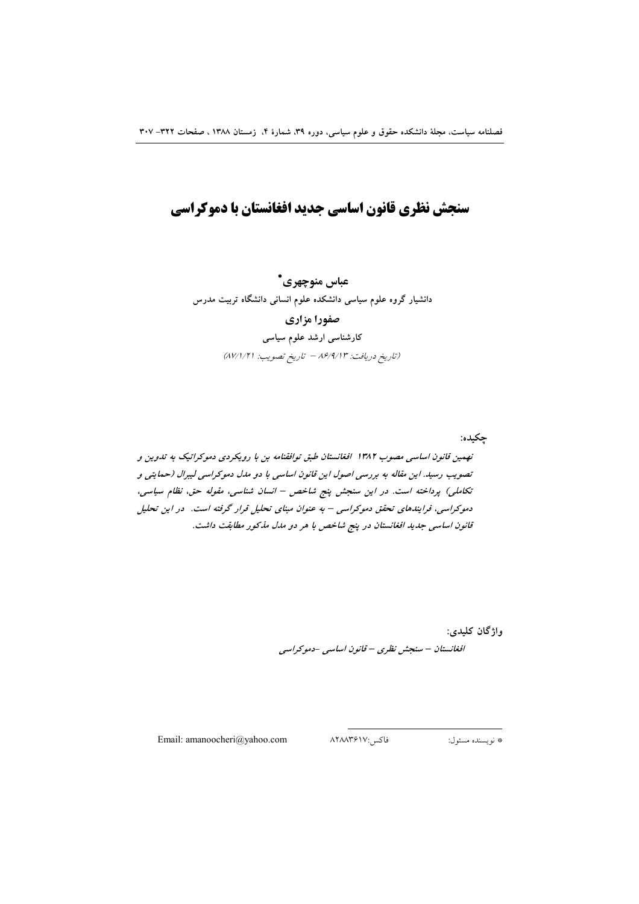# سنجش نظری قانون اساسی جدید افغانستان با دموکراسی

**عباس منوچهری***

دانشیار گروه علوم سیاسی دانشکده علوم انسانی دانشگاه تربیت مدرس

**صفورا مزاری**

کارشناسی ارشد علوم سیاسی

*(تاریخ دریافت: ۸۶/۹/۱۳ – تاریخ تصویب: ۸۷/۱/۲۱)*

**چکیده:**

*نهمین قانون اساسی مصوب ۱۳۸۲ افغانستان طبق توافقنامه بن با رویکردی دموکراتیک به تدوین و تصویب رسید. این مقاله به بررسی اصول این قانون اساسی با دو مدل دموکراسی لیبرال (حمایتی و تکاملی) پرداخته است. در این سنجش پنج شاخص – انسان شناسی، مقوله حق، نظام سیاسی، دموکراسی، فرایندهای تحقق دموکراسی – به عنوان مبنای تحلیل قرار گرفته است. در این تحلیل قانون اساسی جدید افغانستان در پنج شاخص با هر دو مدل مذکور مطابقت داشت.*

**واژگان کلیدی:**

*افغانستان – سنجش نظری – قانون اساسی –دموکراسی*

---

* نویسنده مسئول: فاکس:۸۲۸۸۳۶۱۷ Email: amanoocheri@yahoo.com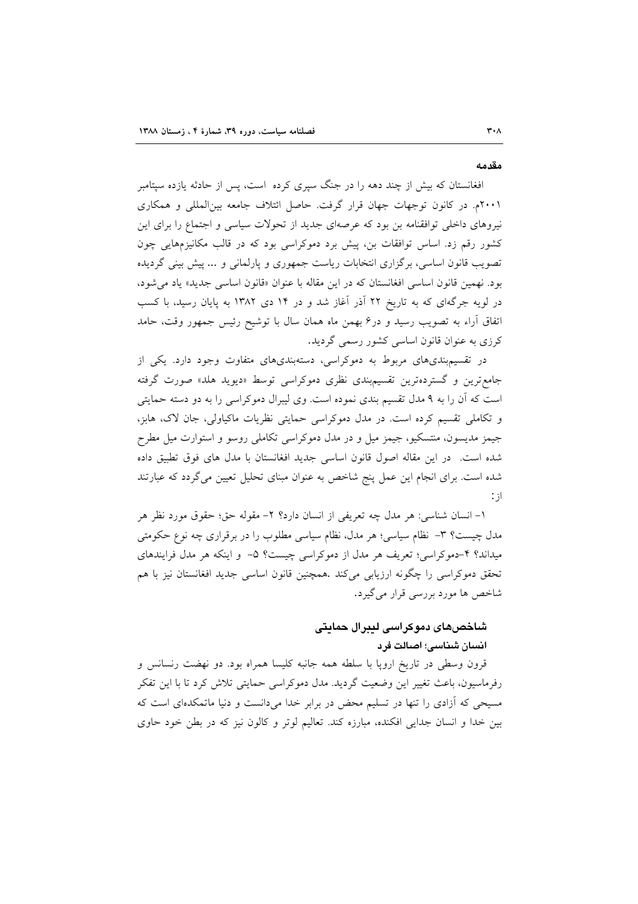## مقدمه

افغانستان که بیش از چند دهه را در جنگ سپری کرده است، پس از حادثه یازده سپتامبر ۲۰۰۱م. در کانون توجهات جهان قرار گرفت. حاصل ائتلاف جامعه بین‌المللی و همکاری نیروهای داخلی توافقنامه بن بود که عرصه‌ای جدید از تحولات سیاسی و اجتماع را برای این کشور رقم زد. اساس توافقات بن، پیش برد دموکراسی بود که در قالب مکانیزم‌هایی چون تصویب قانون اساسی، برگزاری انتخابات ریاست جمهوری و پارلمانی و ... پیش بینی گردیده بود. نهمین قانون اساسی افغانستان که در این مقاله با عنوان «قانون اساسی جدید» یاد می‌شود، در لویه جرگه‌ای که به تاریخ ۲۲ آذر آغاز شد و در ۱۴ دی ۱۳۸۲ به پایان رسید، با کسب اتفاق آراء به تصویب رسید و در۶ بهمن ماه همان سال با توشیح رئیس جمهور وقت، حامد کرزی به عنوان قانون اساسی کشور رسمی گردید.

در تقسیم‌بندی‌های مربوط به دموکراسی، دسته‌بندی‌های متفاوت وجود دارد. یکی از جامع‌ترین و گسترده‌ترین تقسیم‌بندی نظری دموکراسی توسط «دیوید هلد» صورت گرفته است که آن را به ۹ مدل تقسیم بندی نموده است. وی لیبرال دموکراسی را به دو دسته حمایتی و تکاملی تقسیم کرده است. در مدل دموکراسی حمایتی نظریات ماکیاولی، جان لاک، هابز، جیمز مدیسون، منتسکیو، جیمز میل و در مدل دموکراسی تکاملی روسو و استوارت میل مطرح شده است. در این مقاله اصول قانون اساسی جدید افغانستان با مدل های فوق تطبیق داده شده است. برای انجام این عمل پنج شاخص به عنوان مبنای تحلیل تعیین می‌گردد که عبارتند از:

۱- انسان شناسی: هر مدل چه تعریفی از انسان دارد؟ ۲- مقوله حق؛ حقوق مورد نظر هر مدل چیست؟ ۳- نظام سیاسی؛ هر مدل، نظام سیاسی مطلوب را در برقراری چه نوع حکومتی میداند؟ ۴-دموکراسی؛ تعریف هر مدل از دموکراسی چیست؟ ۵- و اینکه هر مدل فرایندهای تحقق دموکراسی را چگونه ارزیابی می‌کند .همچنین قانون اساسی جدید افغانستان نیز با هم شاخص ها مورد بررسی قرار می‌گیرد.

## شاخص‌های دموکراسی لیبرال حمایتی

### انسان شناسی؛ اصالت فرد

قرون وسطی در تاریخ اروپا با سلطه همه جانبه کلیسا همراه بود. دو نهضت رنسانس و رفرماسیون، باعث تغییر این وضعیت گردید. مدل دموکراسی حمایتی تلاش کرد تا با این تفکر مسیحی که آزادی را تنها در تسلیم محض در برابر خدا می‌دانست و دنیا ماتمکده‌ای است که بین خدا و انسان جدایی افکنده، مبارزه کند. تعالیم لوتر و کالون نیز که در بطن خود حاوی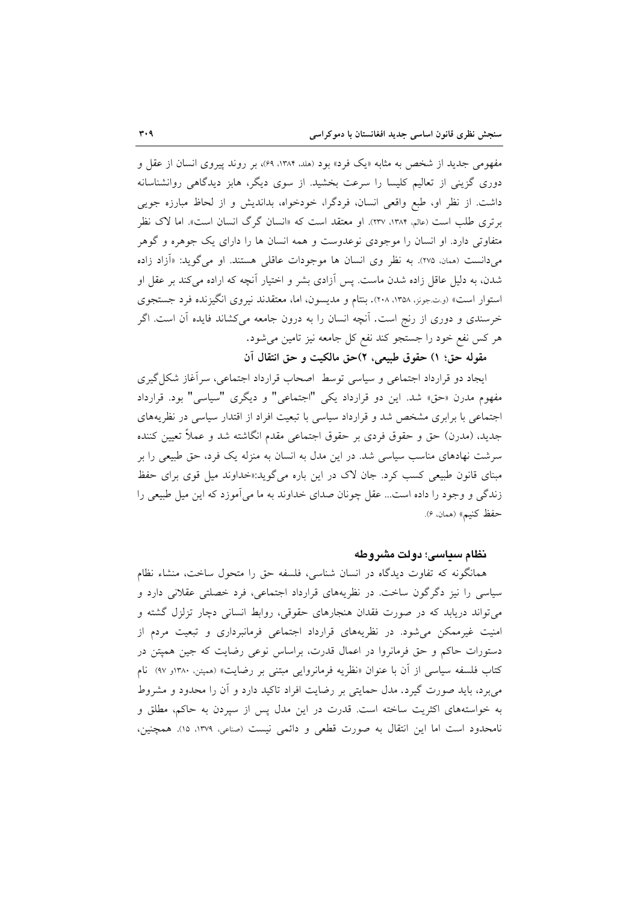مفهومی جدید از شخص به مثابه «یک فرد» بود (هلد، ۱۳۸۴، ۶۹)، بر روند پیروی انسان از عقل و دوری گزینی از تعالیم کلیسا را سرعت بخشید. از سوی دیگر، هابز دیدگاهی روانشناسانه داشت. از نظر او، طبع واقعی انسان، فردگرا، خودخواه، بداندیش و از لحاظ مبارزه جویی برتری طلب است (عالم، ۱۳۸۴، ۲۳۷). او معتقد است که «انسان گرگ انسان است». اما لاک نظر متفاوتی دارد. او انسان را موجودی نوعدوست و همه انسان ها را دارای یک جوهره و گوهر می‌دانست (همان، ۲۷۵). به نظر وی انسان ها موجودات عاقلی هستند. او می‌گوید: «آزاد زاده شدن، به دلیل عاقل زاده شدن ماست. پس آزادی بشر و اختیار آنچه که اراده می‌کند بر عقل او استوار است» (و.ت.جونز، ۱۳۵۸، ۲۰۸). بنتام و مدیسون، اما، معتقدند نیروی انگیزنده فرد جستجوی خرسندی و دوری از رنج است. آنچه انسان را به درون جامعه می‌کشاند فایده آن است. اگر هر کس نفع خود را جستجو کند نفع کل جامعه نیز تامین می‌شود.

**مقوله حق؛ ۱) حقوق طبیعی، ۲)حق مالکیت و حق انتقال آن**

ایجاد دو قرارداد اجتماعی و سیاسی توسط اصحاب قرارداد اجتماعی، سرآغاز شکل‌گیری مفهوم مدرن «حق» شد. این دو قرارداد یکی "اجتماعی" و دیگری "سیاسی" بود. قرارداد اجتماعی با برابری مشخص شد و قرارداد سیاسی با تبعیت افراد از اقتدار سیاسی در نظریه‌های جدید، (مدرن) حق و حقوق فردی بر حقوق اجتماعی مقدم انگاشته شد و عملاً تعیین کننده سرشت نهادهای مناسب سیاسی شد. در این مدل به انسان به منزله یک فرد، حق طبیعی را بر مبنای قانون طبیعی کسب کرد. جان لاک در این باره می‌گوید:«خداوند میل قوی برای حفظ زندگی و وجود را داده است... عقل چونان صدای خداوند به ما می‌آموزد که این میل طبیعی را حفظ کنیم» (همان، ۶).

### نظام سیاسی؛ دولت مشروطه

همانگونه که تفاوت دیدگاه در انسان شناسی، فلسفه حق را متحول ساخت، منشاء نظام سیاسی را نیز دگرگون ساخت. در نظریه‌های قرارداد اجتماعی، فرد خصلتی عقلانی دارد و می‌تواند دریابد که در صورت فقدان هنجارهای حقوقی، روابط انسانی دچار تزلزل گشته و امنیت غیرممکن می‌شود. در نظریه‌های قرارداد اجتماعی فرمانبرداری و تبعیت مردم از دستورات حاکم و حق فرمانروا در اعمال قدرت، براساس نوعی رضایت که جین همپتن در کتاب فلسفه سیاسی از آن با عنوان «نظریه فرمانروایی مبتنی بر رضایت» (همپتن، ۱۳۸۰و ۹۷) نام می‌برد، باید صورت گیرد. مدل حمایتی بر رضایت افراد تاکید دارد و آن را محدود و مشروط به خواسته‌های اکثریت ساخته است. قدرت در این مدل پس از سپردن به حاکم، مطلق و نامحدود است اما این انتقال به صورت قطعی و دائمی نیست (صناعی، ۱۳۷۹، ۱۵). همچنین،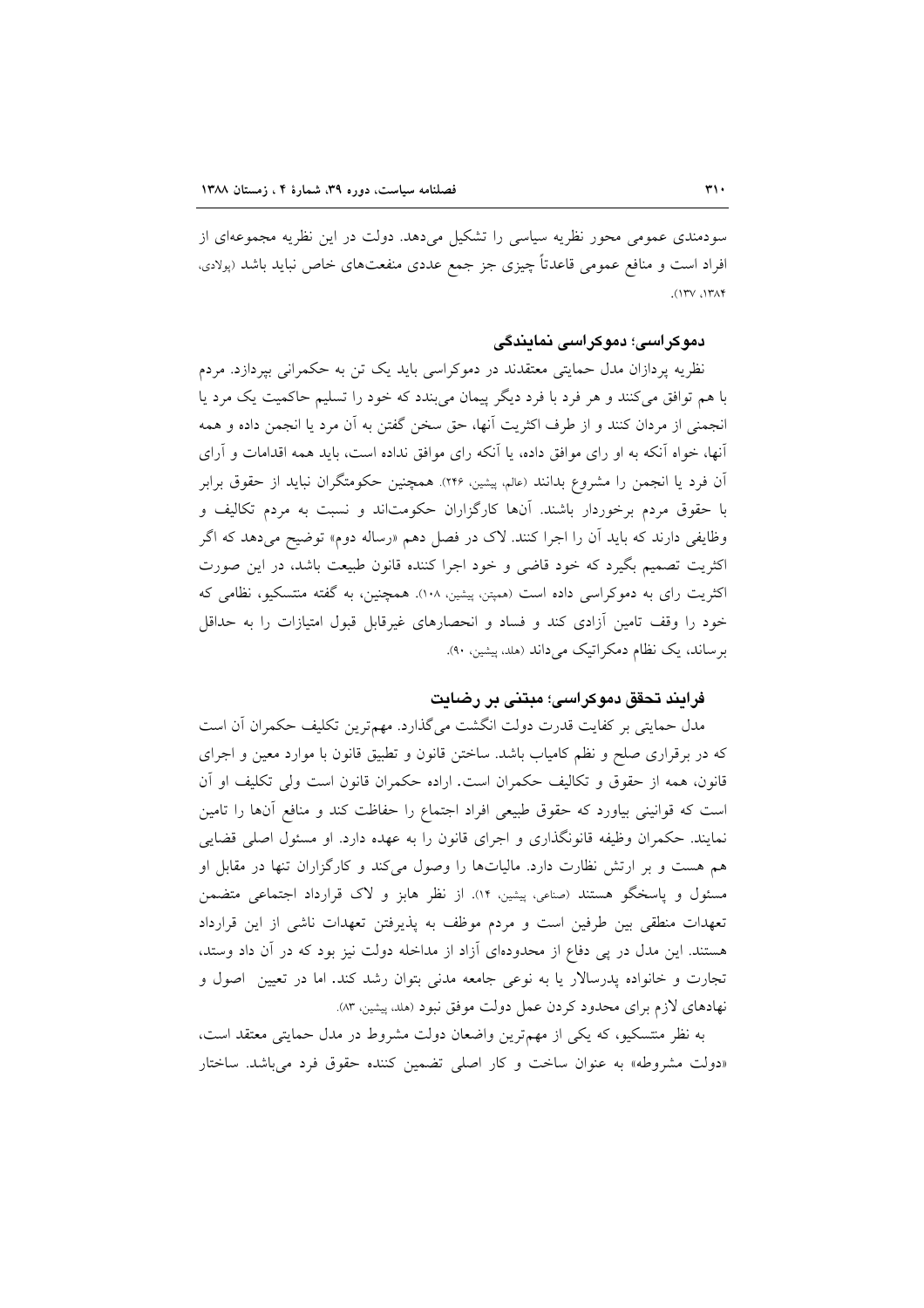سودمندی عمومی محور نظریه سیاسی را تشکیل می‌دهد. دولت در این نظریه مجموعه‌ای از افراد است و منافع عمومی قاعدتاً چیزی جز جمع عددی منفعت‌های خاص نباید باشد (پولادی، ۱۳۸۴، ۱۳۷).

### دموکراسی؛ دموکراسی نمایندگی

نظریه پردازان مدل حمایتی معتقدند در دموکراسی باید یک تن به حکمرانی بپردازد. مردم با هم توافق می‌کنند و هر فرد با فرد دیگر پیمان می‌بندد که خود را تسلیم حاکمیت یک مرد یا انجمنی از مردان کنند و از طرف اکثریت آنها، حق سخن گفتن به آن مرد یا انجمن داده و همه آنها، خواه آنکه به او رای موافق داده، یا آنکه رای موافق نداده است، باید همه اقدامات و آرای آن فرد یا انجمن را مشروع بدانند (عالم، پیشین، ۲۴۶). همچنین حکومتگران نباید از حقوق برابر با حقوق مردم برخوردار باشند. آنها کارگزاران حکومت‌اند و نسبت به مردم تکالیف و وظایفی دارند که باید آن را اجرا کنند. لاک در فصل دهم «رساله دوم» توضیح می‌دهد که اگر اکثریت تصمیم بگیرد که خود قاضی و خود اجرا کننده قانون طبیعت باشد، در این صورت اکثریت رای به دموکراسی داده است (همپتن، پیشین، ۱۰۸). همچنین، به گفته منتسکیو، نظامی که خود را وقف تامین آزادی کند و فساد و انحصارهای غیرقابل قبول امتیازات را به حداقل برساند، یک نظام دمکراتیک می‌داند (هلد، پیشین، ۹۰).

### فرایند تحقق دموکراسی؛ مبتنی بر رضایت

مدل حمایتی بر کفایت قدرت دولت انگشت می‌گذارد. مهم‌ترین تکلیف حکمران آن است که در برقراری صلح و نظم کامیاب باشد. ساختن قانون و تطبیق قانون با موارد معین و اجرای قانون، همه از حقوق و تکالیف حکمران است. اراده حکمران قانون است ولی تکلیف او آن است که قوانینی بیاورد که حقوق طبیعی افراد اجتماع را حفاظت کند و منافع آنها را تامین نمایند. حکمران وظیفه قانونگذاری و اجرای قانون را به عهده دارد. او مسئول اصلی قضایی هم هست و بر ارتش نظارت دارد. مالیات‌ها را وصول می‌کند و کارگزاران تنها در مقابل او مسئول و پاسخگو هستند (صناعی، پیشین، ۱۴). از نظر هابز و لاک قرارداد اجتماعی متضمن تعهدات منطقی بین طرفین است و مردم موظف به پذیرفتن تعهدات ناشی از این قرارداد هستند. این مدل در پی دفاع از محدوده‌ای آزاد از مداخله دولت نیز بود که در آن داد وستد، تجارت و خانواده پدرسالار یا به نوعی جامعه مدنی بتوان رشد کند. اما در تعیین اصول و نهادهای لازم برای محدود کردن عمل دولت موفق نبود (هلد، پیشین، ۸۳).

به نظر منتسکیو، که یکی از مهم‌ترین واضعان دولت مشروط در مدل حمایتی معتقد است، «دولت مشروطه» به عنوان ساخت و کار اصلی تضمین کننده حقوق فرد می‌باشد. ساختار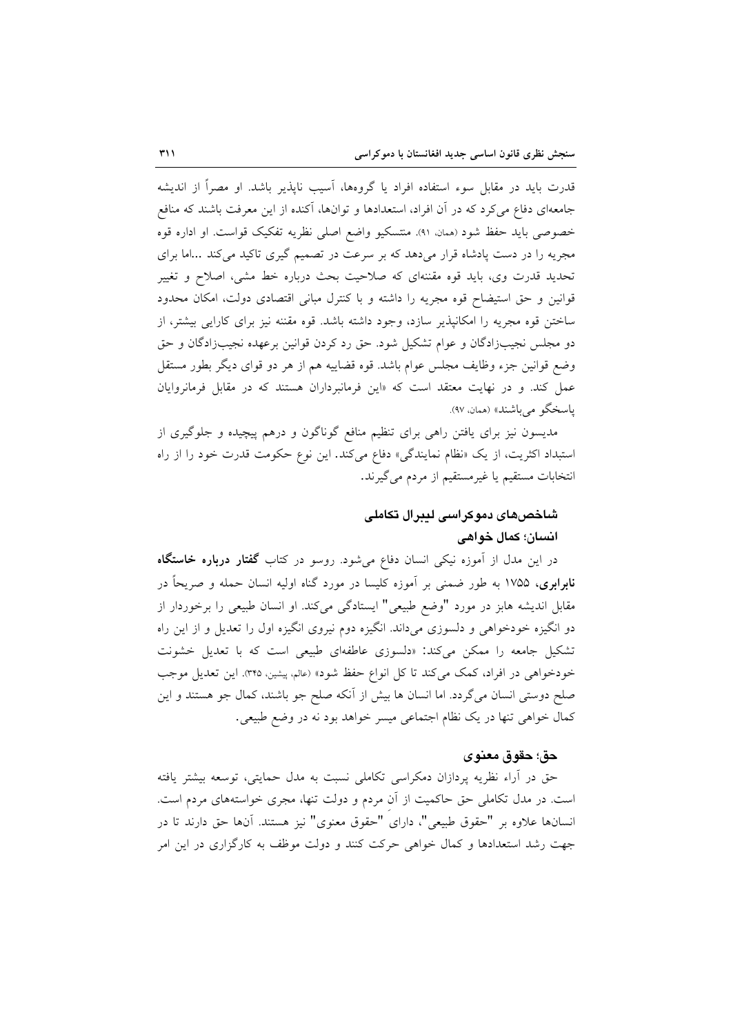قدرت باید در مقابل سوء استفاده افراد یا گروه‌ها، آسیب ناپذیر باشد. او مصراً از اندیشه جامعه‌ای دفاع می‌کرد که در آن افراد، استعدادها و توان‌ها، آکنده از این معرفت باشند که منافع خصوصی باید حفظ شود (همان، ۹۱). منتسکیو واضع اصلی نظریه تفکیک قواست. او اداره قوه مجریه را در دست پادشاه قرار می‌دهد که بر سرعت در تصمیم گیری تاکید می‌کند ...اما برای تحدید قدرت وی، باید قوه مقننه‌ای که صلاحیت بحث درباره خط مشی، اصلاح و تغییر قوانین و حق استیضاح قوه مجریه را داشته و با کنترل مبانی اقتصادی دولت، امکان محدود ساختن قوه مجریه را امکانپذیر سازد، وجود داشته باشد. قوه مقننه نیز برای کارایی بیشتر، از دو مجلس نجیب‌زادگان و عوام تشکیل شود. حق رد کردن قوانین برعهده نجیب‌زادگان و حق وضع قوانین جزء وظایف مجلس عوام باشد. قوه قضاییه هم از هر دو قوای دیگر بطور مستقل عمل کند. و در نهایت معتقد است که «این فرمانبرداران هستند که در مقابل فرمانروایان پاسخگو می‌باشند» (همان، ۹۷).

مدیسون نیز برای یافتن راهی برای تنظیم منافع گوناگون و درهم پیچیده و جلوگیری از استبداد اکثریت، از یک «نظام نمایندگی» دفاع می‌کند. این نوع حکومت قدرت خود را از راه انتخابات مستقیم یا غیرمستقیم از مردم می‌گیرند.

## شاخص‌های دموکراسی لیبرال تکاملی

### انسان؛ کمال خواهی

در این مدل از آموزه نیکی انسان دفاع می‌شود. روسو در کتاب **گفتار درباره خاستگاه نابرابری**، ۱۷۵۵ به طور ضمنی بر آموزه کلیسا در مورد گناه اولیه انسان حمله و صریحاً در مقابل اندیشه هابز در مورد "وضع طبیعی" ایستادگی می‌کند. او انسان طبیعی را برخوردار از دو انگیزه خودخواهی و دلسوزی می‌داند. انگیزه دوم نیروی انگیزه اول را تعدیل و از این راه تشکیل جامعه را ممکن می‌کند: «دلسوزی عاطفه‌ای طبیعی است که با تعدیل خشونت خودخواهی در افراد، کمک می‌کند تا کل انواع حفظ شود» (عالم، پیشین، ۳۴۵). این تعدیل موجب صلح دوستی انسان می‌گردد. اما انسان ها بیش از آنکه صلح جو باشند، کمال جو هستند و این کمال خواهی تنها در یک نظام اجتماعی میسر خواهد بود نه در وضع طبیعی.

### حق؛ حقوق معنوی

حق در آراء نظریه پردازان دمکراسی تکاملی نسبت به مدل حمایتی، توسعه بیشتر یافته است. در مدل تکاملی حق حاکمیت از آنِ مردم و دولت تنها، مجری خواسته‌های مردم است. انسان‌ها علاوه بر "حقوق طبیعی"، دارای "حقوق معنوی" نیز هستند. آنها حق دارند تا در جهت رشد استعدادها و کمال خواهی حرکت کنند و دولت موظف به کارگزاری در این امر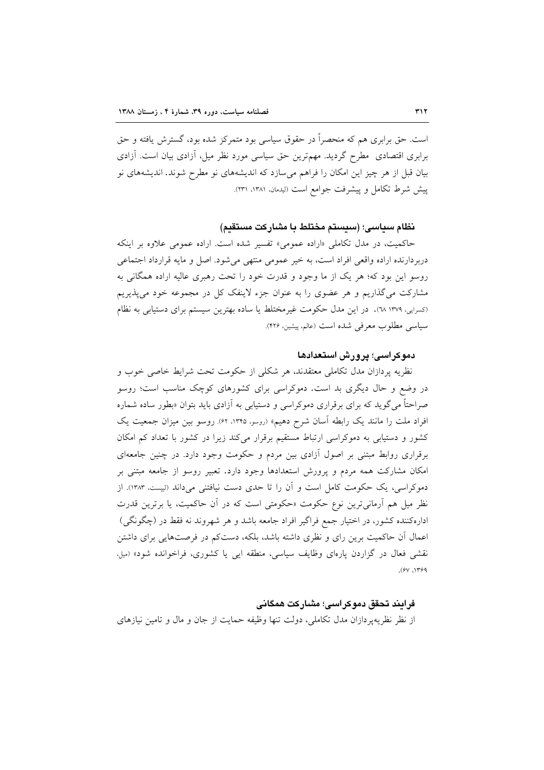است. حق برابری هم که منحصراً در حقوق سیاسی بود متمرکز شده بود، گسترش یافته و حق برابری اقتصادی مطرح گردید. مهم‌ترین حق سیاسی مورد نظر میل، آزادی بیان است. آزادی بیان قبل از هر چیز این امکان را فراهم می‌سازد که اندیشه‌های نو مطرح شوند. اندیشه‌های نو پیش شرط تکامل و پیشرفت جوامع است (لیدمان، ۱۳۸۱، ۲۳۱).

### نظام سیاسی؛ (سیستم مختلط با مشارکت مستقیم)

حاکمیت، در مدل تکاملی «اراده عمومی» تفسیر شده است. اراده عمومی علاوه بر اینکه دربردارنده اراده واقعی افراد است، به خیر عمومی منتهی می‌شود. اصل و مایه قرارداد اجتماعی روسو این بود که؛ هر یک از ما وجود و قدرت خود را تحت رهبری عالیه اراده همگانی به مشارکت می‌گذاریم و هر عضوی را به عنوان جزء لاینفک کل در مجموعه خود می‌پذیریم (کسرایی، ۱۳۷۹ ٦٨). در این مدل حکومت غیرمختلط یا ساده بهترین سیستم برای دستیابی به نظام سیاسی مطلوب معرفی شده است (عالم، پیشین، ۴۲۶).

### دموکراسی؛ پرورش استعدادها

نظریه پردازان مدل تکاملی معتقدند، هر شکلی از حکومت تحت شرایط خاصی خوب و در وضع و حال دیگری بد است. دموکراسی برای کشورهای کوچک مناسب است؛ روسو صراحتاً می‌گوید که برای برقراری دموکراسی و دستیابی به آزادی باید بتوان «بطور ساده شماره افراد ملت را مانند یک رابطه آسان شرح دهیم» (روسو، ۱۳۴۵، ۶۲). روسو بین میزان جمعیت یک کشور و دستیابی به دموکراسی ارتباط مستقیم برقرار می‌کند زیرا در کشور با تعداد کم امکان برقراری روابط مبتنی بر اصول آزادی بین مردم و حکومت وجود دارد. در چنین جامعه‌ای امکان مشارکت همه مردم و پرورش استعدادها وجود دارد. تعبیر روسو از جامعه مبتنی بر دموکراسی، یک حکومت کامل است و آن را تا حدی دست نیافتنی می‌داند (لیپست، ۱۳۸۳). از نظر میل هم آرمانی‌ترین نوع حکومت «حکومتی است که در آن حاکمیت، یا برترین قدرت اداره‌کننده کشور، در اختیار جمع فراگیر افراد جامعه باشد و هر شهروند نه فقط در (چگونگی) اعمال آن حاکمیت برین رای و نظری داشته باشد، بلکه، دست‌کم در فرصت‌هایی برای داشتن نقشی فعال در گزاردن پاره‌ای وظایف سیاسی، منطقه ایی یا کشوری، فراخوانده شود» (میل، ۱۳۶۹، ۶۷).

### فرایند تحقق دموکراسی؛ مشارکت همگانی

از نظر نظریه‌پردازان مدل تکاملی، دولت تنها وظیفه حمایت از جان و مال و تامین نیازهای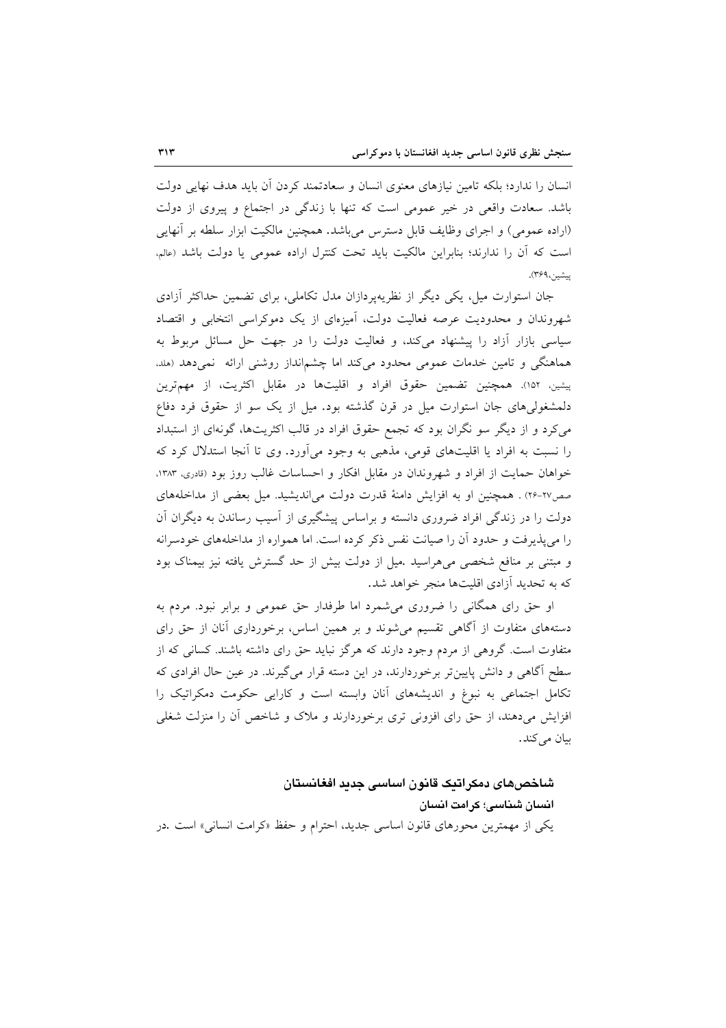انسان را ندارد؛ بلکه تامین نیازهای معنوی انسان و سعادتمند کردن آن باید هدف نهایی دولت باشد. سعادت واقعی در خیر عمومی است که تنها با زندگی در اجتماع و پیروی از دولت (اراده عمومی) و اجرای وظایف قابل دسترس می‌باشد. همچنین مالکیت ابزار سلطه بر آنهایی است که آن را ندارند؛ بنابراین مالکیت باید تحت کنترل اراده عمومی یا دولت باشد (عالم، پیشین،۳۶۹).

جان استوارت میل، یکی دیگر از نظریه‌پردازان مدل تکاملی، برای تضمین حداکثر آزادی شهروندان و محدودیت عرصه فعالیت دولت، آمیزه‌ای از یک دموکراسی انتخابی و اقتصاد سیاسی بازار آزاد را پیشنهاد می‌کند، و فعالیت دولت را در جهت حل مسائل مربوط به هماهنگی و تامین خدمات عمومی محدود می‌کند اما چشم‌انداز روشنی ارائه نمی‌دهد (هلد، پیشین، ۱۵۲). همچنین تضمین حقوق افراد و اقلیت‌ها در مقابل اکثریت، از مهم‌ترین دلمشغولی‌های جان استوارت میل در قرن گذشته بود. میل از یک سو از حقوق فرد دفاع می‌کرد و از دیگر سو نگران بود که تجمع حقوق افراد در قالب اکثریت‌ها، گونه‌ای از استبداد را نسبت به افراد یا اقلیت‌های قومی، مذهبی به وجود می‌آورد. وی تا آنجا استدلال کرد که خواهان حمایت از افراد و شهروندان در مقابل افکار و احساسات غالب روز بود (قادری، ۱۳۸۳، صص۲۷-۲۶) . همچنین او به افزایش دامنهٔ قدرت دولت می‌اندیشید. میل بعضی از مداخله‌های دولت را در زندگی افراد ضروری دانسته و براساس پیشگیری از آسیب رساندن به دیگران آن را می‌پذیرفت و حدود آن را صیانت نفس ذکر کرده است. اما همواره از مداخله‌های خودسرانه و مبتنی بر منافع شخصی می‌هراسید .میل از دولت بیش از حد گسترش یافته نیز بیمناک بود که به تحدید آزادی اقلیت‌ها منجر خواهد شد.

او حق رای همگانی را ضروری می‌شمرد اما طرفدار حق عمومی و برابر نبود. مردم به دسته‌های متفاوت از آگاهی تقسیم می‌شوند و بر همین اساس، برخورداری آنان از حق رای متفاوت است. گروهی از مردم وجود دارند که هرگز نباید حق رای داشته باشند. کسانی که از سطح آگاهی و دانش پایین‌تر برخوردارند، در این دسته قرار می‌گیرند. در عین حال افرادی که تکامل اجتماعی به نبوغ و اندیشه‌های آنان وابسته است و کارایی حکومت دمکراتیک را افزایش می‌دهند، از حق رای افزونی تری برخوردارند و ملاک و شاخص آن را منزلت شغلی بیان می‌کند.

## شاخص‌های دمکراتیک قانون اساسی جدید افغانستان

### انسان شناسی؛ کرامت انسان

یکی از مهمترین محورهای قانون اساسی جدید، احترام و حفظ «کرامت انسانی» است .در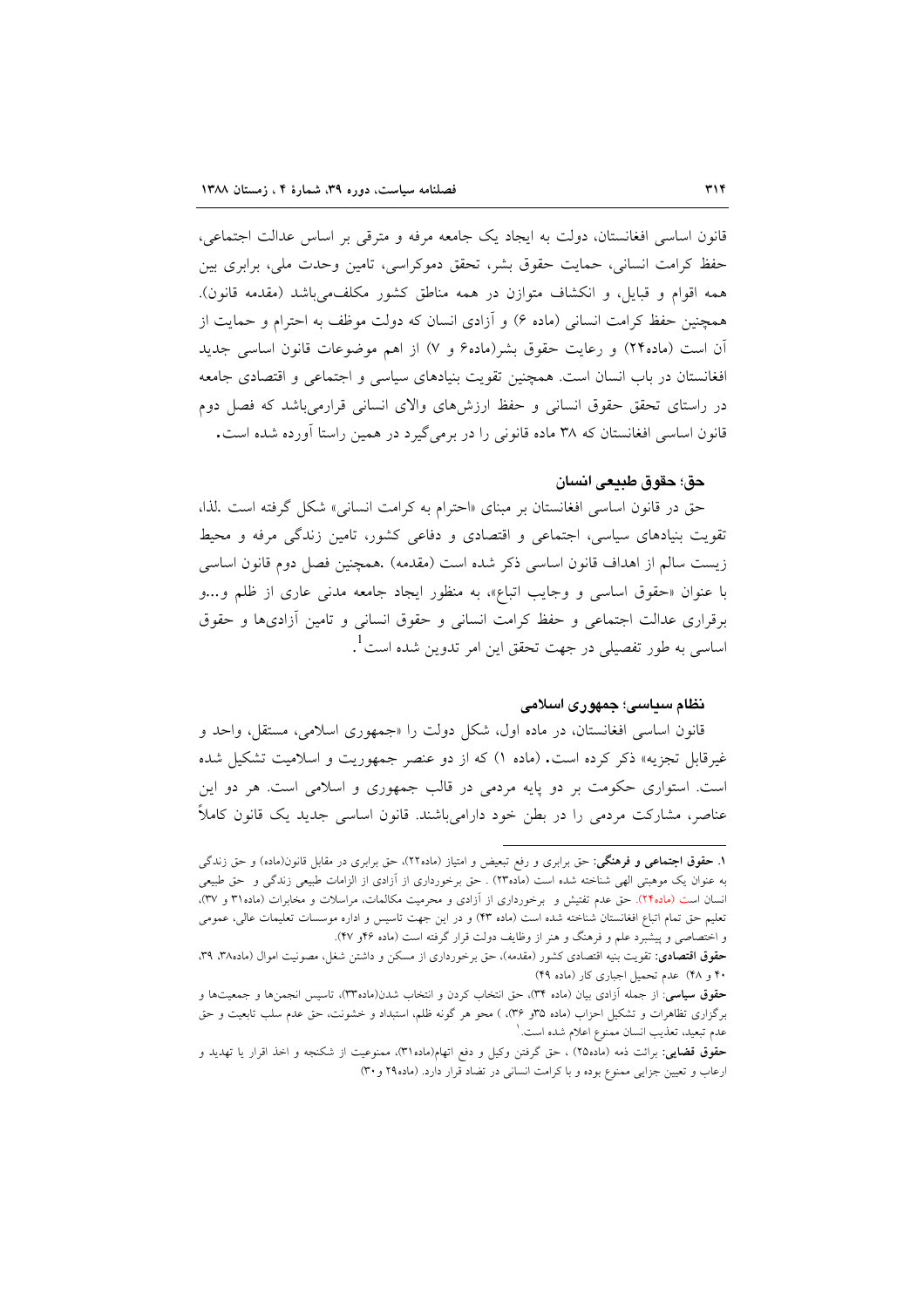قانون اساسی افغانستان، دولت به ایجاد یک جامعه مرفه و مترقی بر اساس عدالت اجتماعی، حفظ کرامت انسانی، حمایت حقوق بشر، تحقق دموکراسی، تامین وحدت ملی، برابری بین همه اقوام و قبایل، و انکشاف متوازن در همه مناطق کشور مکلف‌می‌باشد (مقدمه قانون). همچنین حفظ کرامت انسانی (ماده ۶) و آزادی انسان که دولت موظف به احترام و حمایت از آن است (ماده۲۴) و رعایت حقوق بشر(ماده۶ و ۷) از اهم موضوعات قانون اساسی جدید افغانستان در باب انسان است. همچنین تقویت بنیادهای سیاسی و اجتماعی و اقتصادی جامعه در راستای تحقق حقوق انسانی و حفظ ارزش‌های والای انسانی قرارمی‌باشد که فصل دوم قانون اساسی افغانستان که ۳۸ ماده قانونی را در برمی‌گیرد در همین راستا آورده شده است.

### حق؛ حقوق طبیعی انسان

حق در قانون اساسی افغانستان بر مبنای «احترام به کرامت انسانی» شکل گرفته است .لذا، تقویت بنیادهای سیاسی، اجتماعی و اقتصادی و دفاعی کشور، تامین زندگی مرفه و محیط زیست سالم از اهداف قانون اساسی ذکر شده است (مقدمه) .همچنین فصل دوم قانون اساسی با عنوان «حقوق اساسی و وجایب اتباع»، به منظور ایجاد جامعه مدنی عاری از ظلم و...و برقراری عدالت اجتماعی و حفظ کرامت انسانی و حقوق انسانی و تامین آزادی‌ها و حقوق اساسی به طور تفصیلی در جهت تحقق این امر تدوین شده است[1].

### نظام سیاسی؛ جمهوری اسلامی

قانون اساسی افغانستان، در ماده اول، شکل دولت را «جمهوری اسلامی، مستقل، واحد و غیرقابل تجزیه» ذکر کرده است. (ماده ۱) که از دو عنصر جمهوریت و اسلامیت تشکیل شده است. استواری حکومت بر دو پایه مردمی در قالب جمهوری و اسلامی است. هر دو این عناصر، مشارکت مردمی را در بطن خود دارامی‌باشند. قانون اساسی جدید یک قانون کاملاً

---

۱. **حقوق اجتماعی و فرهنگی**: حق برابری و رفع تبعیض و امتیاز (ماده۲۲)، حق برابری در مقابل قانون(ماده) و حق زندگی به عنوان یک موهبتی الهی شناخته شده است (ماده۲۳) . حق برخورداری از آزادی از الزامات طبیعی زندگی و حق طبیعی انسان است (ماده۲۴). حق عدم تفتیش و برخورداری از آزادی و محرمیت مکالمات، مراسلات و مخابرات (ماده۳۱ و ۳۷)، تعلیم حق تمام اتباع افغانستان شناخته شده است (ماده ۴۳) و در این جهت تاسیس و اداره موسسات تعلیمات عالی، عمومی و اختصاصی و پیشبرد علم و فرهنگ و هنر از وظایف دولت قرار گرفته است (ماده ۴۶و ۴۷).

**حقوق اقتصادی**: تقویت بنیه اقتصادی کشور (مقدمه)، حق برخورداری از مسکن و داشتن شغل، مصونیت اموال (ماده۳۸، ۳۹، ۴۰ و ۴۸) عدم تحمیل اجباری کار (ماده ۴۹)

**حقوق سیاسی**: از جمله آزادی بیان (ماده ۳۴)، حق انتخاب کردن و انتخاب شدن(ماده۳۳)، تاسیس انجمن‌ها و جمعیت‌ها و برگزاری تظاهرات و تشکیل احزاب (ماده ۳۵و ۳۶)، ) محو هر گونه ظلم، استبداد و خشونت، حق عدم سلب تابعیت و حق عدم تبعید، تعذیب انسان ممنوع اعلام شده است.[1]

**حقوق قضایی**: برائت ذمه (ماده۲۵) ، حق گرفتن وکیل و دفع اتهام(ماده۳۱)، ممنوعیت از شکنجه و اخذ اقرار یا تهدید و ارعاب و تعیین جزایی ممنوع بوده و با کرامت انسانی در تضاد قرار دارد. (ماده۲۹ و ۳۰)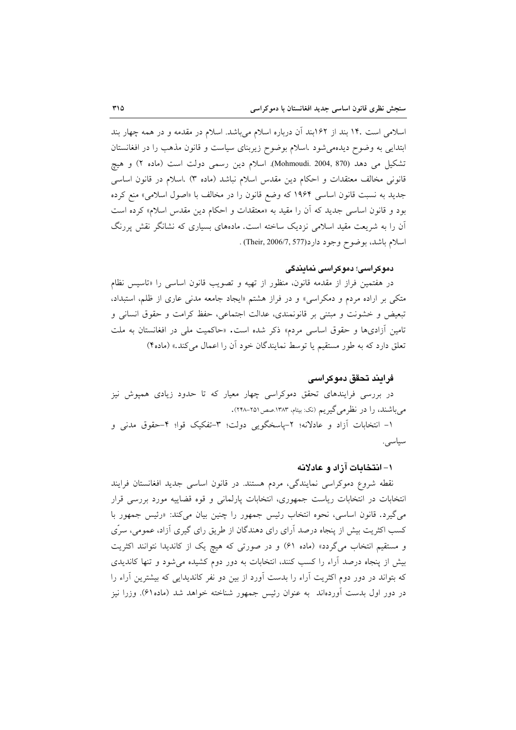اسلامی است .۱۴ بند از ۱۶۲بند آن درباره اسلام می‌باشد. اسلام در مقدمه و در همه چهار بند ابتدایی به وضوح دیده‌می‌شود .اسلام بوضوح زیربنای سیاست و قانون مذهب را در افغانستان تشکیل می دهد (Mohmoudi. 2004, 870). اسلام دین رسمی دولت است (ماده ۲) و هیچ قانونی مخالف معتقدات و احکام دین مقدس اسلام نباشد (ماده ۳) .اسلام در قانون اساسی جدید به نسبت قانون اساسی ۱۹۶۴ که وضع قانون را در مخالف با «اصول اسلامی» منع کرده بود و قانون اساسی جدید که آن را مقید به «معتقدات و احکام دین مقدس اسلام» کرده است آن را به شریعت مقید اسلامی نزدیک ساخته است. ماده‌های بسیاری که نشانگر نقش پررنگ اسلام باشد، بوضوح وجود دارد(Their, 2006/7, 577) .

### دموکراسی؛ دموکراسی نمایندگی

در هفتمین فراز از مقدمه قانون، منظور از تهیه و تصویب قانون اساسی را «تاسیس نظام متکی بر اراده مردم و دمکراسی» و در فراز هشتم «ایجاد جامعه مدنی عاری از ظلم، استبداد، تبعیض و خشونت و مبتنی بر قانونمندی، عدالت اجتماعی، حفظ کرامت و حقوق انسانی و تامین آزادی‌ها و حقوق اساسی مردم» ذکر شده است**.** «حاکمیت ملی در افغانستان به ملت تعلق دارد که به طور مستقیم یا توسط نمایندگان خود آن را اعمال می‌کند.» (ماده۴)

## فرایند تحقق دموکراسی

در بررسی فرایندهای تحقق دموکراسی چهار معیار که تا حدود زیادی همپوش نیز می‌باشند، را در نظرمی‌گیریم (نک: بیتام، ۱۳۸۳،صص۲۵۱-۲۴۸).

۱- انتخابات آزاد و عادلانه؛ ۲-پاسخگویی دولت؛ ۳-تفکیک قوا؛ ۴-حقوق مدنی و سیاسی.

### ۱- انتخابات آزاد و عادلانه

نقطه شروع دموکراسی نمایندگی، مردم هستند. در قانون اساسی جدید افغانستان فرایند انتخابات در انتخابات ریاست جمهوری، انتخابات پارلمانی و قوه قضاییه مورد بررسی قرار می‌گیرد. قانون اساسی، نحوه انتخاب رئیس جمهور را چنین بیان می‌کند: «رئیس جمهور با کسب اکثریت بیش از پنجاه درصد آرای رای دهندگان از طریق رای گیری آزاد، عمومی، سرّی و مستقیم انتخاب می‌گردد» (ماده ۶۱) و در صورتی که هیچ یک از کاندیدا نتوانند اکثریت بیش از پنجاه درصد آراء را کسب کنند، انتخابات به دور دوم کشیده می‌شود و تنها کاندیدی که بتواند در دور دوم اکثریت آراء را بدست آورد از بین دو نفر کاندیدایی که بیشترین آراء را در دور اول بدست آورده‌اند به عنوان رئیس جمهور شناخته خواهد شد (ماده۶۱). وزرا نیز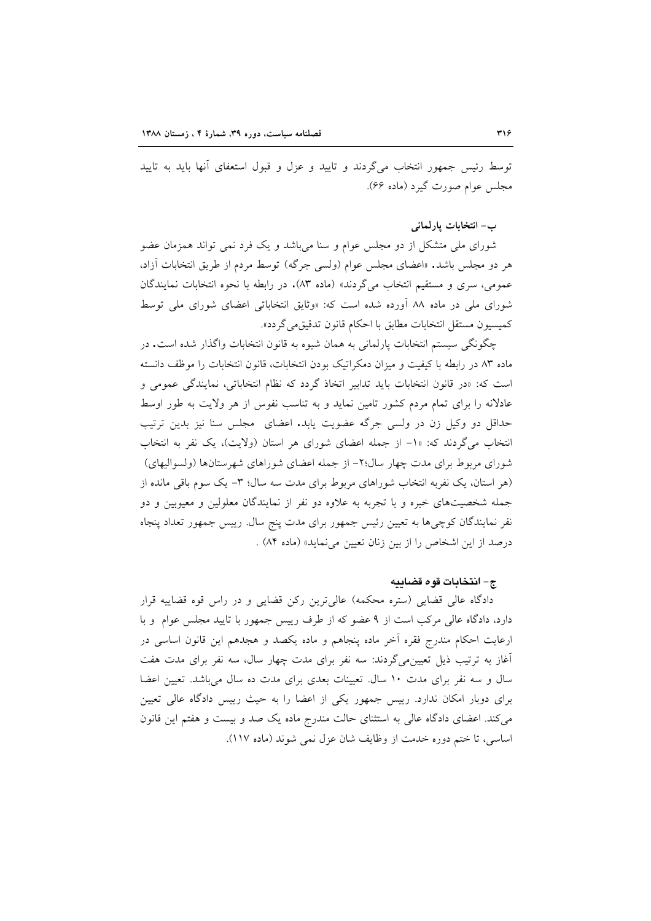توسط رئیس جمهور انتخاب می‌گردند و تایید و عزل و قبول استعفای آنها باید به تایید مجلس عوام صورت گیرد (ماده ۶۶).

### ب- انتخابات پارلمانی

شورای ملی متشکل از دو مجلس عوام و سنا می‌باشد و یک فرد نمی تواند همزمان عضو هر دو مجلس باشد. «اعضای مجلس عوام (ولسی جرگه) توسط مردم از طریق انتخابات آزاد، عمومی، سری و مستقیم انتخاب می‌گردند» (ماده ۸۳). در رابطه با نحوه انتخابات نمایندگان شورای ملی در ماده ۸۸ آورده شده است که: «وثایق انتخاباتی اعضای شورای ملی توسط کمیسیون مستقل انتخابات مطابق با احکام قانون تدقیق‌می‌گردد».

چگونگی سیستم انتخابات پارلمانی به همان شیوه به قانون انتخابات واگذار شده است. در ماده ۸۳ در رابطه با کیفیت و میزان دمکراتیک بودن انتخابات، قانون انتخابات را موظف دانسته است که: «در قانون انتخابات باید تدابیر اتخاذ گردد که نظام انتخاباتی، نمایندگی عمومی و عادلانه را برای تمام مردم کشور تامین نماید و به تناسب نفوس از هر ولایت به طور اوسط حداقل دو وکیل زن در ولسی جرگه عضویت یابد. اعضای مجلس سنا نیز بدین ترتیب انتخاب می‌گردند که: «۱- از جمله اعضای شورای هر استان (ولایت)، یک نفر به انتخاب شورای مربوط برای مدت چهار سال؛۲- از جمله اعضای شوراهای شهرستان‌ها (ولسوالیهای) (هر استان، یک نفربه انتخاب شوراهای مربوط برای مدت سه سال؛ ۳- یک سوم باقی مانده از جمله شخصیت‌های خبره و با تجربه به علاوه دو نفر از نمایندگان معلولین و معیوبین و دو نفر نمایندگان کوچی‌ها به تعیین رئیس جمهور برای مدت پنج سال. رییس جمهور تعداد پنجاه درصد از این اشخاص را از بین زنان تعیین می‌نماید» (ماده ۸۴).

### ج- انتخابات قوه قضاییه

دادگاه عالی قضایی (ستره محکمه) عالی‌ترین رکن قضایی و در راس قوه قضاییه قرار دارد، دادگاه عالی مرکب است از ۹ عضو که از طرف رییس جمهور با تایید مجلس عوام و با ارعایت احکام مندرج فقره آخر ماده پنجاهم و ماده یکصد و هجدهم این قانون اساسی در آغاز به ترتیب ذیل تعیین‌می‌گردند: سه نفر برای مدت چهار سال، سه نفر برای مدت هفت سال و سه نفر برای مدت ۱۰ سال. تعیینات بعدی برای مدت ده سال می‌باشد. تعیین اعضا برای دوبار امکان ندارد. رییس جمهور یکی از اعضا را به حیث رییس دادگاه عالی تعیین می‌کند. اعضای دادگاه عالی به استثنای حالت مندرج ماده یک صد و بیست و هفتم این قانون اساسی، تا ختم دوره خدمت از وظایف شان عزل نمی شوند (ماده ۱۱۷).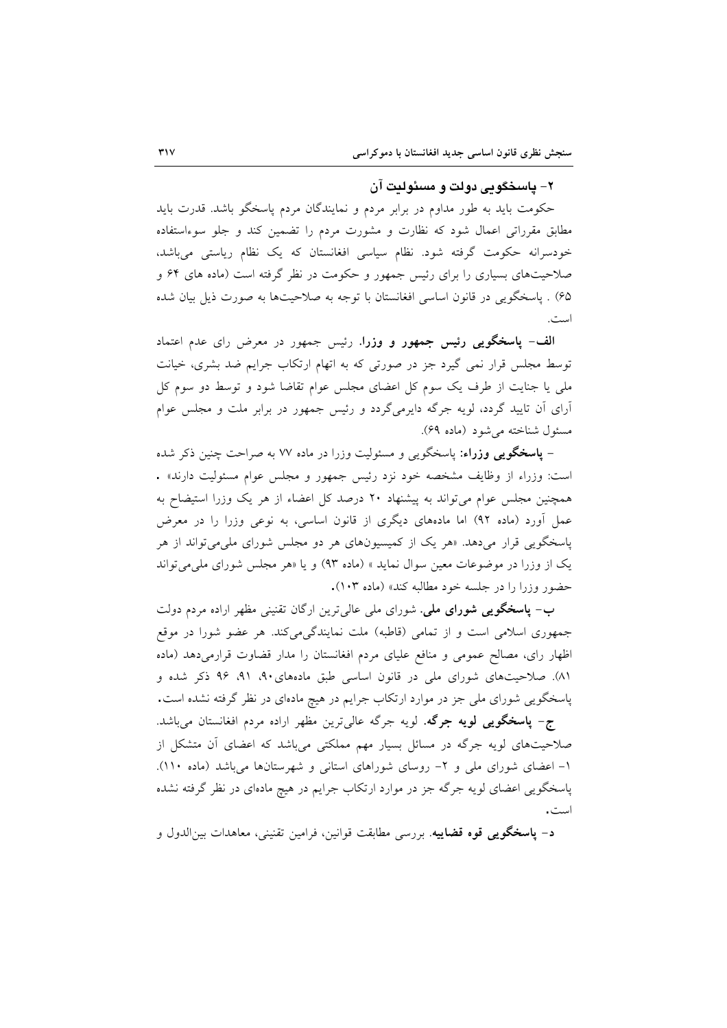## ۲- پاسخگویی دولت و مسئولیت آن

حکومت باید به طور مداوم در برابر مردم و نمایندگان مردم پاسخگو باشد. قدرت باید مطابق مقرراتی اعمال شود که نظارت و مشورت مردم را تضمین کند و جلو سوءاستفاده خودسرانه حکومت گرفته شود. نظام سیاسی افغانستان که یک نظام ریاستی می‌باشد، صلاحیت‌های بسیاری را برای رئیس جمهور و حکومت در نظر گرفته است (ماده های ۶۴ و ۶۵) . پاسخگویی در قانون اساسی افغانستان با توجه به صلاحیت‌ها به صورت ذیل بیان شده است.

**الف- پاسخگویی رئیس جمهور و وزرا.** رئیس جمهور در معرض رای عدم اعتماد توسط مجلس قرار نمی گیرد جز در صورتی که به اتهام ارتکاب جرایم ضد بشری، خیانت ملی یا جنایت از طرف یک سوم کل اعضای مجلس عوام تقاضا شود و توسط دو سوم کل آرای آن تایید گردد، لویه جرگه دایرمی‌گردد و رئیس جمهور در برابر ملت و مجلس عوام مسئول شناخته می‌شود (ماده ۶۹).

- **پاسخگویی وزراء**: پاسخگویی و مسئولیت وزرا در ماده ۷۷ به صراحت چنین ذکر شده است: وزراء از وظایف مشخصه خود نزد رئیس جمهور و مجلس عوام مسئولیت دارند» . همچنین مجلس عوام می‌تواند به پیشنهاد ۲۰ درصد کل اعضاء از هر یک وزرا استیضاح به عمل آورد (ماده ۹۲) اما ماده‌های دیگری از قانون اساسی، به نوعی وزرا را در معرض پاسخگویی قرار می‌دهد. «هر یک از کمیسیون‌های هر دو مجلس شورای ملی‌می‌تواند از هر یک از وزرا در موضوعات معین سوال نماید » (ماده ۹۳) و یا «هر مجلس شورای ملی‌می‌تواند حضور وزرا را در جلسه خود مطالبه کند» (ماده ۱۰۳).

**ب- پاسخگویی شورای ملی.** شورای ملی عالی‌ترین ارگان تقنینی مظهر اراده مردم دولت جمهوری اسلامی است و از تمامی (قاطبه) ملت نمایندگی‌می‌کند. هر عضو شورا در موقع اظهار رای، مصالح عمومی و منافع علیای مردم افغانستان را مدار قضاوت قرارمی‌دهد (ماده ۸۱). صلاحیت‌های شورای ملی در قانون اساسی طبق ماده‌های۹۰، ۹۱، ۹۶ ذکر شده و پاسخگویی شورای ملی جز در موارد ارتکاب جرایم در هیچ ماده‌ای در نظر گرفته نشده است.

**ج- پاسخگویی لویه جرگه.** لویه جرگه عالی‌ترین مظهر اراده مردم افغانستان می‌باشد. صلاحیت‌های لویه جرگه در مسائل بسیار مهم مملکتی می‌باشد که اعضای آن متشکل از ۱- اعضای شورای ملی و ۲- روسای شوراهای استانی و شهرستان‌ها می‌باشد (ماده ۱۱۰). پاسخگویی اعضای لویه جرگه جز در موارد ارتکاب جرایم در هیچ ماده‌ای در نظر گرفته نشده است.

**د- پاسخگویی قوه قضاییه.** بررسی مطابقت قوانین، فرامین تقنینی، معاهدات بین‌الدول و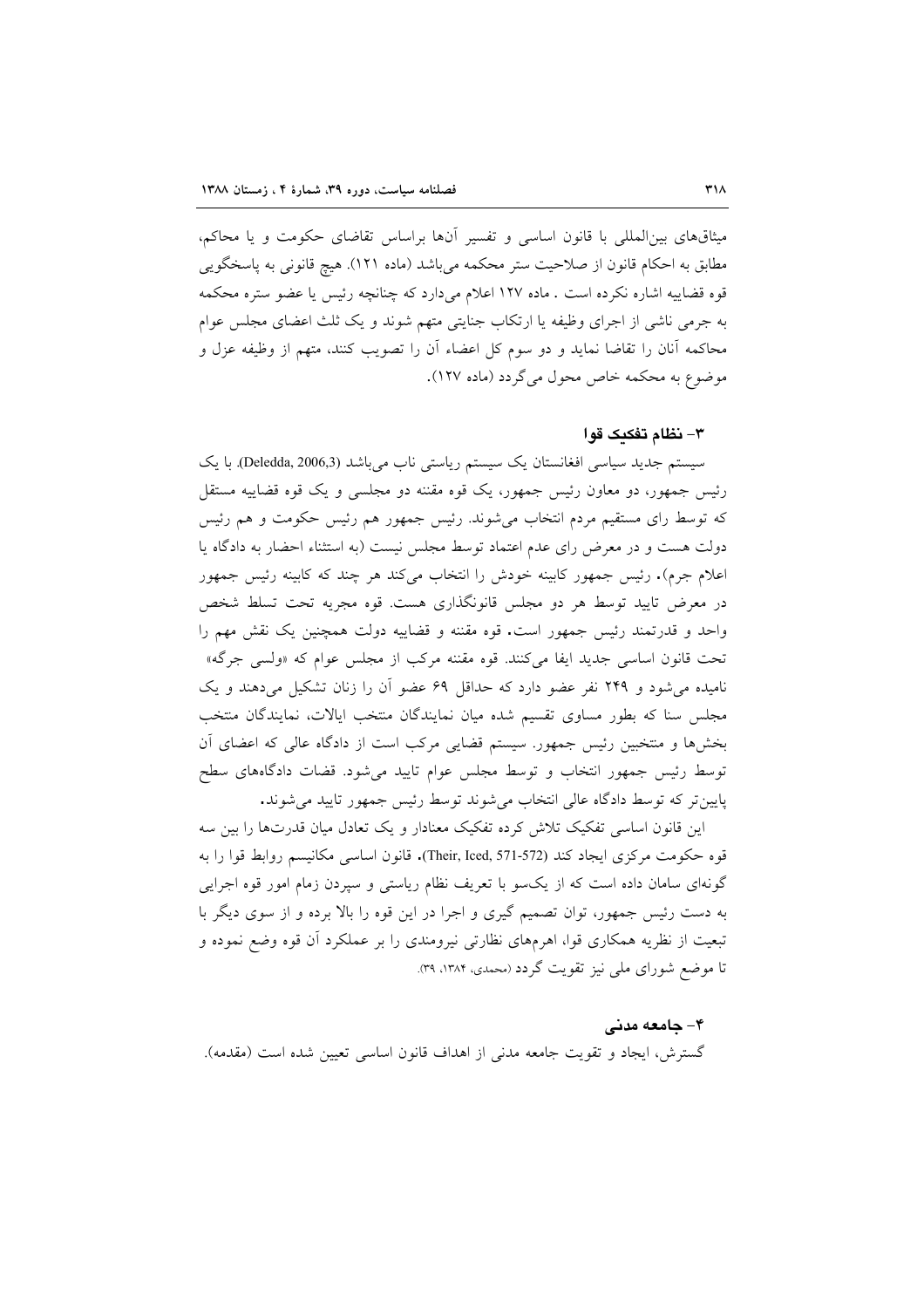میثاق‌های بین‌المللی با قانون اساسی و تفسیر آنها براساس تقاضای حکومت و یا محاکم، مطابق به احکام قانون از صلاحیت ستر محکمه می‌باشد (ماده ۱۲۱). هیچ قانونی به پاسخگویی قوه قضاییه اشاره نکرده است . ماده ۱۲۷ اعلام می‌دارد که چنانچه رئیس یا عضو ستره محکمه به جرمی ناشی از اجرای وظیفه یا ارتکاب جنایتی متهم شوند و یک ثلث اعضای مجلس عوام محاکمه آنان را تقاضا نماید و دو سوم کل اعضاء آن را تصویب کنند، متهم از وظیفه عزل و موضوع به محکمه خاص محول می‌گردد (ماده ۱۲۷).

### ۳- نظام تفکیک قوا

سیستم جدید سیاسی افغانستان یک سیستم ریاستی ناب می‌باشد (Deledda, 2006,3). با یک رئیس جمهور، دو معاون رئیس جمهور، یک قوه مقننه دو مجلسی و یک قوه قضاییه مستقل که توسط رای مستقیم مردم انتخاب می‌شوند. رئیس جمهور هم رئیس حکومت و هم رئیس دولت هست و در معرض رای عدم اعتماد توسط مجلس نیست (به استثناء احضار به دادگاه یا اعلام جرم). رئیس جمهور کابینه خودش را انتخاب می‌کند هر چند که کابینه رئیس جمهور در معرض تایید توسط هر دو مجلس قانونگذاری هست. قوه مجریه تحت تسلط شخص واحد و قدرتمند رئیس جمهور است. قوه مقننه و قضاییه دولت همچنین یک نقش مهم را تحت قانون اساسی جدید ایفا می‌کنند. قوه مقننه مرکب از مجلس عوام که «ولسی جرگه» نامیده می‌شود و ۲۴۹ نفر عضو دارد که حداقل ۶۹ عضو آن را زنان تشکیل می‌دهند و یک مجلس سنا که بطور مساوی تقسیم شده میان نمایندگان منتخب ایالات، نمایندگان منتخب بخش‌ها و منتخبین رئیس جمهور. سیستم قضایی مرکب است از دادگاه عالی که اعضای آن توسط رئیس جمهور انتخاب و توسط مجلس عوام تایید می‌شود. قضات دادگاه‌های سطح پایین‌تر که توسط دادگاه عالی انتخاب می‌شوند توسط رئیس جمهور تایید می‌شوند.

این قانون اساسی تفکیک تلاش کرده تفکیک معنادار و یک تعادل میان قدرت‌ها را بین سه قوه حکومت مرکزی ایجاد کند (Their, Iced, 571-572). قانون اساسی مکانیسم روابط قوا را به گونه‌ای سامان داده است که از یک‌سو با تعریف نظام ریاستی و سپردن زمام امور قوه اجرایی به دست رئیس جمهور، توان تصمیم گیری و اجرا در این قوه را بالا برده و از سوی دیگر با تبعیت از نظریه همکاری قوا، اهرم‌های نظارتی نیرومندی را بر عملکرد آن قوه وضع نموده و تا موضع شورای ملی نیز تقویت گردد (محمدی، ۱۳۸۴، ۳۹).

### ۴- جامعه مدنی

گسترش، ایجاد و تقویت جامعه مدنی از اهداف قانون اساسی تعیین شده است (مقدمه).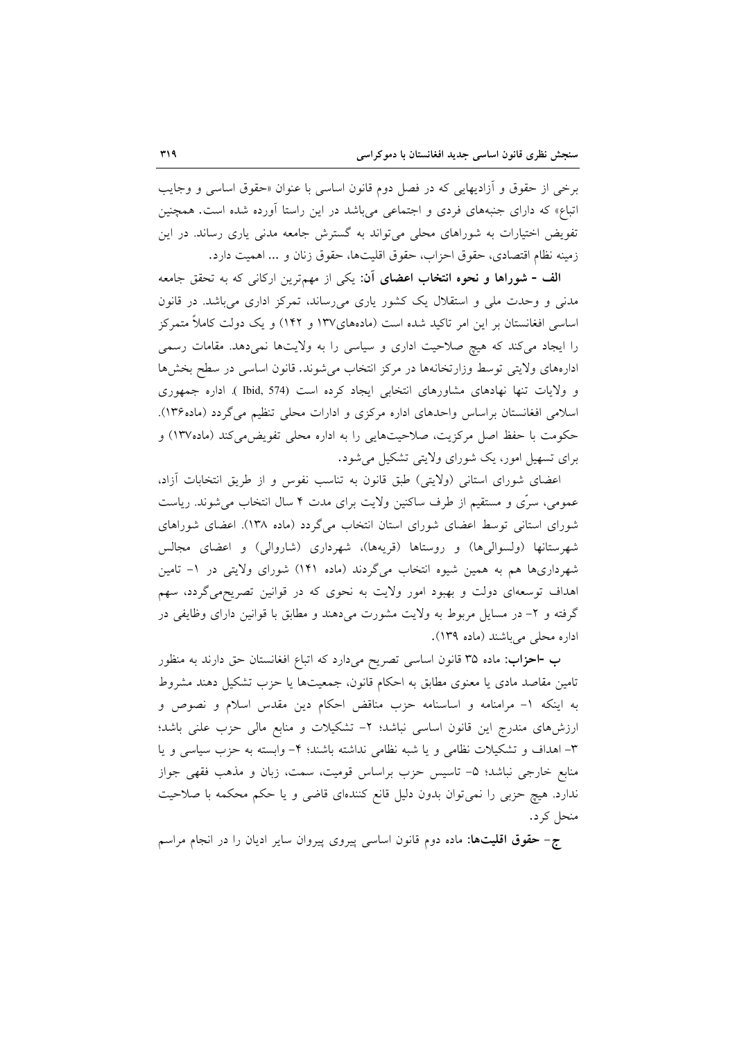برخی از حقوق و آزادیهایی که در فصل دوم قانون اساسی با عنوان «حقوق اساسی و وجایب اتباع» که دارای جنبه‌های فردی و اجتماعی می‌باشد در این راستا آورده شده است. همچنین تفویض اختیارات به شوراهای محلی می‌تواند به گسترش جامعه مدنی یاری رساند. در این زمینه نظام اقتصادی، حقوق احزاب، حقوق اقلیت‌ها، حقوق زنان و ... اهمیت دارد.

**الف - شوراها و نحوه انتخاب اعضای آن:** یکی از مهم‌ترین ارکانی که به تحقق جامعه مدنی و وحدت ملی و استقلال یک کشور یاری می‌رساند، تمرکز اداری می‌باشد. در قانون اساسی افغانستان بر این امر تاکید شده است (ماده‌های۱۳۷ و ۱۴۲) و یک دولت کاملاً متمرکز را ایجاد می‌کند که هیچ صلاحیت اداری و سیاسی را به ولایت‌ها نمی‌دهد. مقامات رسمی اداره‌های ولایتی توسط وزارتخانه‌ها در مرکز انتخاب می‌شوند. قانون اساسی در سطح بخش‌ها و ولایات تنها نهادهای مشاورهای انتخابی ایجاد کرده است (Ibid, 574 ). اداره جمهوری اسلامی افغانستان براساس واحدهای اداره مرکزی و ادارات محلی تنظیم می‌گردد (ماده۱۳۶). حکومت با حفظ اصل مرکزیت، صلاحیت‌هایی را به اداره محلی تفویض‌می‌کند (ماده۱۳۷) و برای تسهیل امور، یک شورای ولایتی تشکیل می‌شود.

اعضای شورای استانی (ولایتی) طبق قانون به تناسب نفوس و از طریق انتخابات آزاد، عمومی، سرّی و مستقیم از طرف ساکنین ولایت برای مدت ۴ سال انتخاب می‌شوند. ریاست شورای استانی توسط اعضای شورای استان انتخاب می‌گردد (ماده ۱۳۸). اعضای شوراهای شهرستانها (ولسوالی‌ها) و روستاها (قریه‌ها)، شهرداری (شاروالی) و اعضای مجالس شهرداری‌ها هم به همین شیوه انتخاب می‌گردند (ماده ۱۴۱) شورای ولایتی در ۱- تامین اهداف توسعه‌ای دولت و بهبود امور ولایت به نحوی که در قوانین تصریح‌می‌گردد، سهم گرفته و ۲- در مسایل مربوط به ولایت مشورت می‌دهند و مطابق با قوانین دارای وظایفی در اداره محلی می‌باشند (ماده ۱۳۹).

**ب -احزاب:** ماده ۳۵ قانون اساسی تصریح می‌دارد که اتباع افغانستان حق دارند به منظور تامین مقاصد مادی یا معنوی مطابق به احکام قانون، جمعیت‌ها یا حزب تشکیل دهند مشروط به اینکه ۱- مرامنامه و اساسنامه حزب مناقض احکام دین مقدس اسلام و نصوص و ارزش‌های مندرج این قانون اساسی نباشد؛ ۲- تشکیلات و منابع مالی حزب علنی باشد؛ ۳- اهداف و تشکیلات نظامی و یا شبه نظامی نداشته باشند؛ ۴- وابسته به حزب سیاسی و یا منابع خارجی نباشد؛ ۵- تاسیس حزب براساس قومیت، سمت، زبان و مذهب فقهی جواز ندارد. هیچ حزبی را نمی‌توان بدون دلیل قانع کننده‌ای قاضی و یا حکم محکمه با صلاحیت منحل کرد.

**ج- حقوق اقلیت‌ها:** ماده دوم قانون اساسی پیروی پیروان سایر ادیان را در انجام مراسم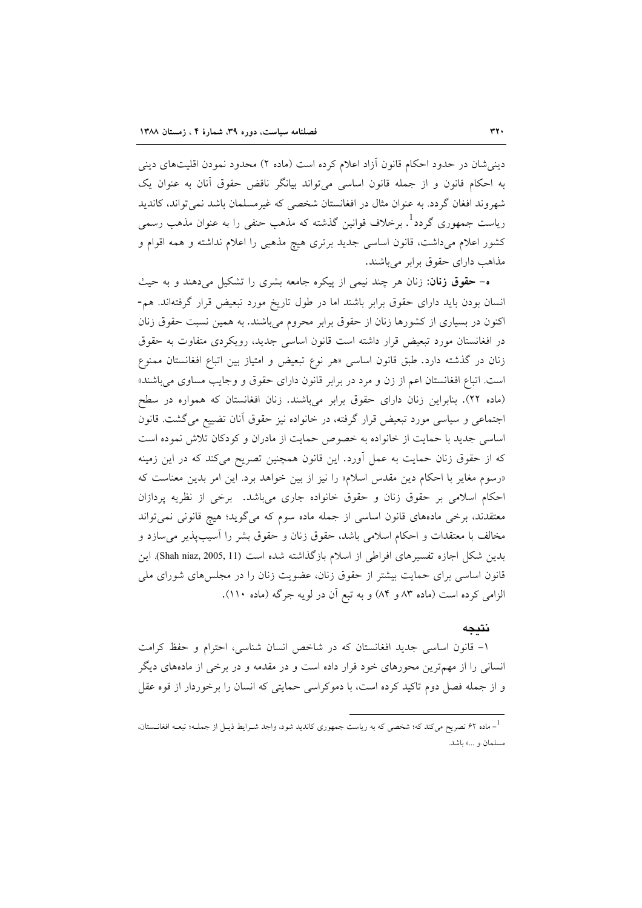دینی‌شان در حدود احکام قانون آزاد اعلام کرده است (ماده ۲) محدود نمودن اقلیت‌های دینی به احکام قانون و از جمله قانون اساسی می‌تواند بیانگر ناقض حقوق آنان به عنوان یک شهروند افغان گردد. به عنوان مثال در افغانستان شخصی که غیرمسلمان باشد نمی‌تواند، کاندید ریاست جمهوری گردد[1]. برخلاف قوانین گذشته که مذهب حنفی را به عنوان مذهب رسمی کشور اعلام می‌داشت، قانون اساسی جدید برتری هیچ مذهبی را اعلام نداشته و همه اقوام و مذاهب دارای حقوق برابر می‌باشند.

ه- **حقوق زنان:** زنان هر چند نیمی از پیکره جامعه بشری را تشکیل می‌دهند و به حیث انسان بودن باید دارای حقوق برابر باشند اما در طول تاریخ مورد تبعیض قرار گرفته‌اند. هم-اکنون در بسیاری از کشورها زنان از حقوق برابر محروم می‌باشند. به همین نسبت حقوق زنان در افغانستان مورد تبعیض قرار داشته است قانون اساسی جدید، رویکردی متفاوت به حقوق زنان در گذشته دارد. طبق قانون اساسی «هر نوع تبعیض و امتیاز بین اتباع افغانستان ممنوع است. اتباع افغانستان اعم از زن و مرد در برابر قانون دارای حقوق و وجایب مساوی می‌باشند» (ماده ۲۲). بنابراین زنان دارای حقوق برابر می‌باشند. زنان افغانستان که همواره در سطح اجتماعی و سیاسی مورد تبعیض قرار گرفته، در خانواده نیز حقوق آنان تضییع می‌گشت. قانون اساسی جدید با حمایت از خانواده به خصوص حمایت از مادران و کودکان تلاش نموده است که از حقوق زنان حمایت به عمل آورد. این قانون همچنین تصریح می‌کند که در این زمینه «رسوم مغایر با احکام دین مقدس اسلام» را نیز از بین خواهد برد. این امر بدین معناست که احکام اسلامی بر حقوق زنان و حقوق خانواده جاری می‌باشد. برخی از نظریه پردازان معتقدند، برخی ماده‌های قانون اساسی از جمله ماده سوم که می‌گوید؛ هیچ قانونی نمی‌تواند مخالف با معتقدات و احکام اسلامی باشد، حقوق زنان و حقوق بشر را آسیب‌پذیر می‌سازد و بدین شکل اجازه تفسیرهای افراطی از اسلام بازگذاشته شده است (Shah niaz, 2005, 11). این قانون اساسی برای حمایت بیشتر از حقوق زنان، عضویت زنان را در مجلس‌های شورای ملی الزامی کرده است (ماده ۸۳ و ۸۴) و به تبع آن در لویه جرگه (ماده ۱۱۰).

## نتیجه

۱- قانون اساسی جدید افغانستان که در شاخص انسان شناسی، احترام و حفظ کرامت انسانی را از مهم‌ترین محورهای خود قرار داده است و در مقدمه و در برخی از ماده‌های دیگر و از جمله فصل دوم تاکید کرده است، با دموکراسی حمایتی که انسان را برخوردار از قوه عقل

---

[1]- ماده ۶۲ تصریح می‌کند که؛ شخصی که به ریاست جمهوری کاندید شود، واجد شرایط ذیل از جمله؛ تبعه افغانستان، مسلمان و ...» باشد.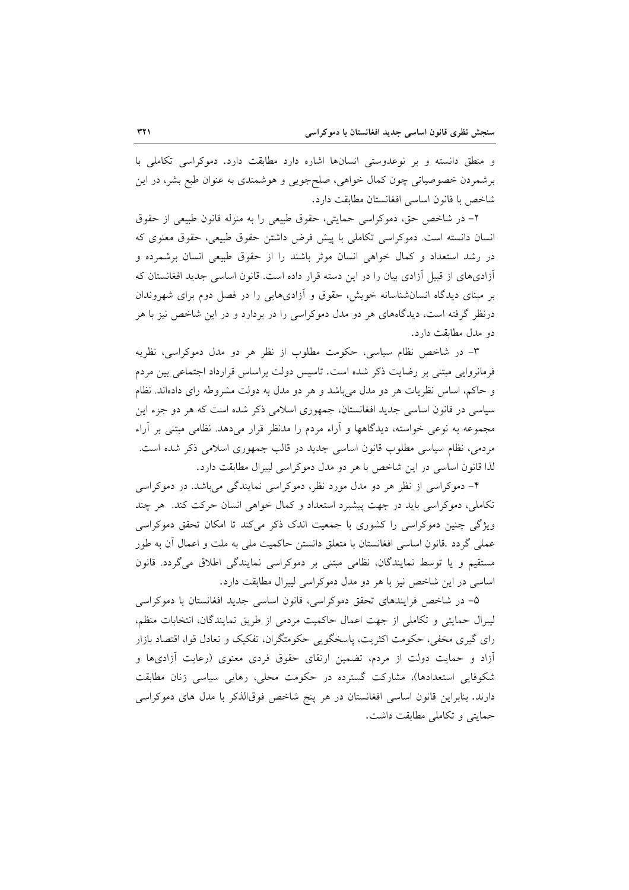و منطق دانسته و بر نوعدوستی انسان‌ها اشاره دارد مطابقت دارد. دموکراسی تکاملی با برشمردن خصوصیاتی چون کمال خواهی، صلح‌جویی و هوشمندی به عنوان طبع بشر، در این شاخص با قانون اساسی افغانستان مطابقت دارد.

۲- در شاخص حق، دموکراسی حمایتی، حقوق طبیعی را به منزله قانون طبیعی از حقوق انسان دانسته است. دموکراسی تکاملی با پیش فرض داشتن حقوق طبیعی، حقوق معنوی که در رشد استعداد و کمال خواهی انسان موثر باشند را از حقوق طبیعی انسان برشمرده و آزادی‌های از قبیل آزادی بیان را در این دسته قرار داده است. قانون اساسی جدید افغانستان که بر مبنای دیدگاه انسان‌شناسانه خویش، حقوق و آزادی‌هایی را در فصل دوم برای شهروندان درنظر گرفته است، دیدگاه‌های هر دو مدل دموکراسی را در بردارد و در این شاخص نیز با هر دو مدل مطابقت دارد.

۳- در شاخص نظام سیاسی، حکومت مطلوب از نظر هر دو مدل دموکراسی، نظریه فرمانروایی مبتنی بر رضایت ذکر شده است. تاسیس دولت براساس قرارداد اجتماعی بین مردم و حاکم، اساس نظریات هر دو مدل می‌باشد و هر دو مدل به دولت مشروطه رای داده‌اند. نظام سیاسی در قانون اساسی جدید افغانستان، جمهوری اسلامی ذکر شده است که هر دو جزء این مجموعه به نوعی خواسته، دیدگاهها و آراء مردم را مدنظر قرار می‌دهد. نظامی مبتنی بر آراء مردمی، نظام سیاسی مطلوب قانون اساسی جدید در قالب جمهوری اسلامی ذکر شده است. لذا قانون اساسی در این شاخص با هر دو مدل دموکراسی لیبرال مطابقت دارد.

۴- دموکراسی از نظر هر دو مدل مورد نظر، دموکراسی نمایندگی می‌باشد. در دموکراسی تکاملی، دموکراسی باید در جهت پیشبرد استعداد و کمال خواهی انسان حرکت کند. هر چند ویژگی چنین دموکراسی را کشوری با جمعیت اندک ذکر می‌کند تا امکان تحقق دموکراسی عملی گردد .قانون اساسی افغانستان با متعلق دانستن حاکمیت ملی به ملت و اعمال آن به طور مستقیم و یا توسط نمایندگان، نظامی مبتنی بر دموکراسی نمایندگی اطلاق می‌گردد. قانون اساسی در این شاخص نیز با هر دو مدل دموکراسی لیبرال مطابقت دارد.

۵- در شاخص فرایندهای تحقق دموکراسی، قانون اساسی جدید افغانستان با دموکراسی لیبرال حمایتی و تکاملی از جهت اعمال حاکمیت مردمی از طریق نمایندگان، انتخابات منظم، رای گیری مخفی، حکومت اکثریت، پاسخگویی حکومتگران، تفکیک و تعادل قوا، اقتصاد بازار آزاد و حمایت دولت از مردم، تضمین ارتقای حقوق فردی معنوی (رعایت آزادی‌ها و شکوفایی استعدادها)، مشارکت گسترده در حکومت محلی، رهایی سیاسی زنان مطابقت دارند. بنابراین قانون اساسی افغانستان در هر پنج شاخص فوق‌الذکر با مدل های دموکراسی حمایتی و تکاملی مطابقت داشت.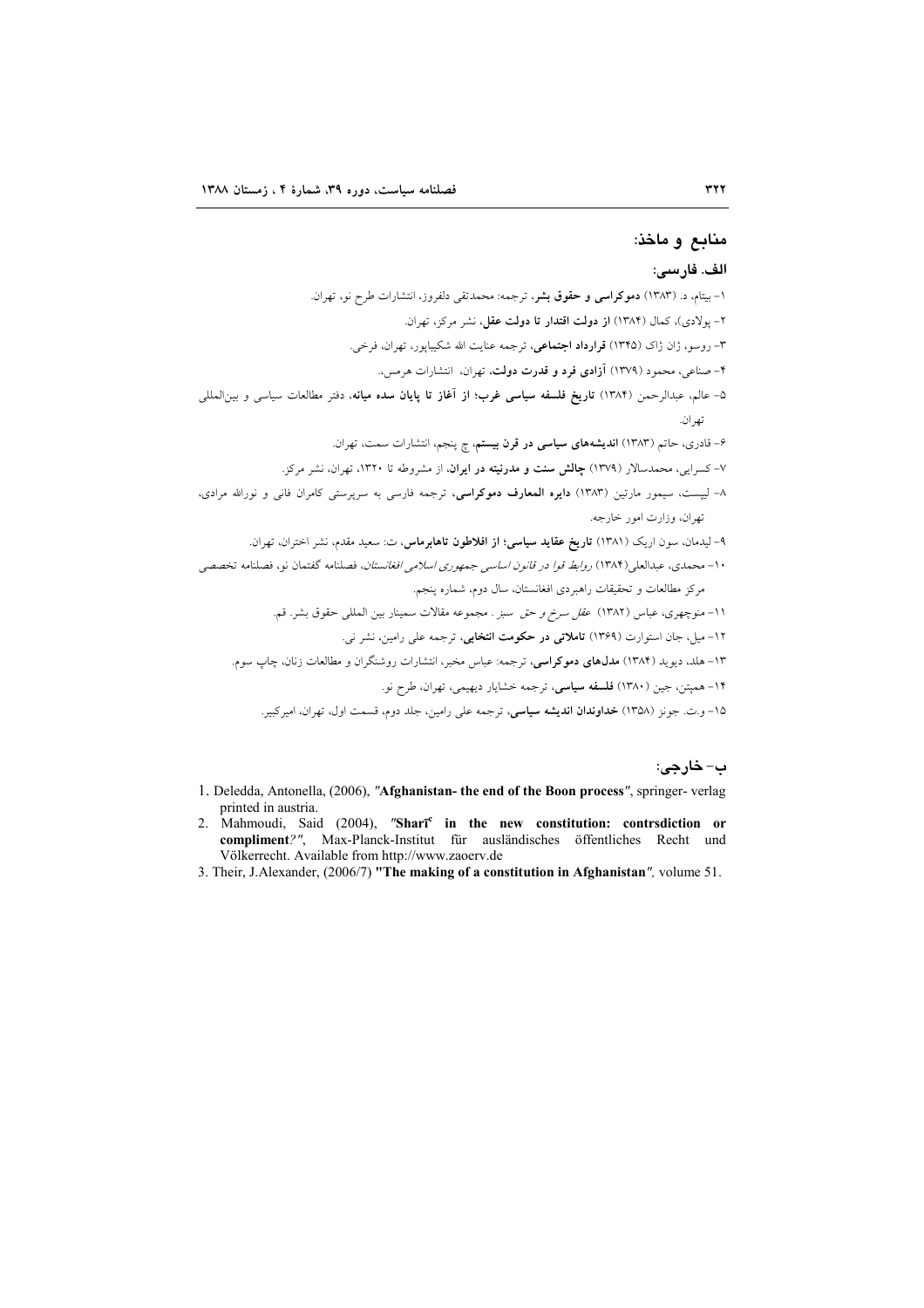## منابع و ماخذ:

### الف. فارسی:

۱- بیتام، د. (۱۳۸۳) **دموکراسی و حقوق بشر**، ترجمه: محمدتقی دلفروز، انتشارات طرح نو، تهران.

۲- پولادی، کمال (۱۳۸۴) **از دولت اقتدار تا دولت عقل**، نشر مرکز، تهران.

۳- روسو، ژان ژاک (۱۳۴۵) **قرارداد اجتماعی**، ترجمه عنایت الله شکیباپور، تهران، فرخی.

۴- صناعی، محمود (۱۳۷۹) **آزادی فرد و قدرت دولت**، تهران، انتشارات هرمس.

۵- عالم، عبدالرحمن (۱۳۸۴) **تاریخ فلسفه سیاسی غرب؛ از آغاز تا پایان سده میانه**، دفتر مطالعات سیاسی و بین‌المللی تهران.

۶- قادری، حاتم (۱۳۸۳) **اندیشه‌های سیاسی در قرن بیستم**، چ پنجم، انتشارات سمت، تهران.

۷- کسرایی، محمدسالار (۱۳۷۹) **چالش سنت و مدرنیته در ایران**، از مشروطه تا ۱۳۲۰، تهران، نشر مرکز.

۸- لیپست، سیمور مارتین (۱۳۸۳) **دایره المعارف دموکراسی**، ترجمه فارسی به سرپرستی کامران فانی و نورالله مرادی، تهران، وزارت امور خارجه.

۹- لیدمان، سون اریک (۱۳۸۱) **تاریخ عقاید سیاسی؛ از افلاطون تاهابرماس**، ت: سعید مقدم، نشر اختران، تهران.

۱۰- محمدی، عبدالعلی(۱۳۸۴) *روابط قوا در قانون اساسی جمهوری اسلامی افغانستان*، فصلنامه گفتمان نو، فصلنامه تخصصی مرکز مطالعات و تحقیقات راهبردی افغانستان، سال دوم، شماره پنجم.

۱۱- منوچهری، عباس (۱۳۸۲) *عقل سرخ و حق سبز* . مجموعه مقالات سمینار بین المللی حقوق بشر. قم.

۱۲- میل، جان استوارت (۱۳۶۹) **تاملاتی در حکومت انتخابی**، ترجمه علی رامین، نشر نی.

۱۳- هلد، دیوید (۱۳۸۴) **مدل‌های دموکراسی**، ترجمه: عباس مخبر، انتشارات روشنگران و مطالعات زنان، چاپ سوم.

۱۴- همپتن، جین (۱۳۸۰) **فلسفه سیاسی**، ترجمه خشایار دیهیمی، تهران، طرح نو.

۱۵- و.ت. جونز (۱۳۵۸) **خداوندان اندیشه سیاسی**، ترجمه علی رامین، جلد دوم، قسمت اول، تهران، امیرکبیر.

### ب- خارجی:

1. Deledda, Antonella, (2006), *"***Afghanistan- the end of the Boon process***"*, springer- verlag printed in austria.
2. Mahmoudi, Said (2004), *"***Sharīʿ in the new constitution: contrsdiction or compliment***?"*, Max-Planck-Institut für ausländisches öffentliches Recht und Völkerrecht. Available from http://www.zaoerv.de
3. Their, J.Alexander, (2006/7) **"The making of a constitution in Afghanistan***"*, volume 51.